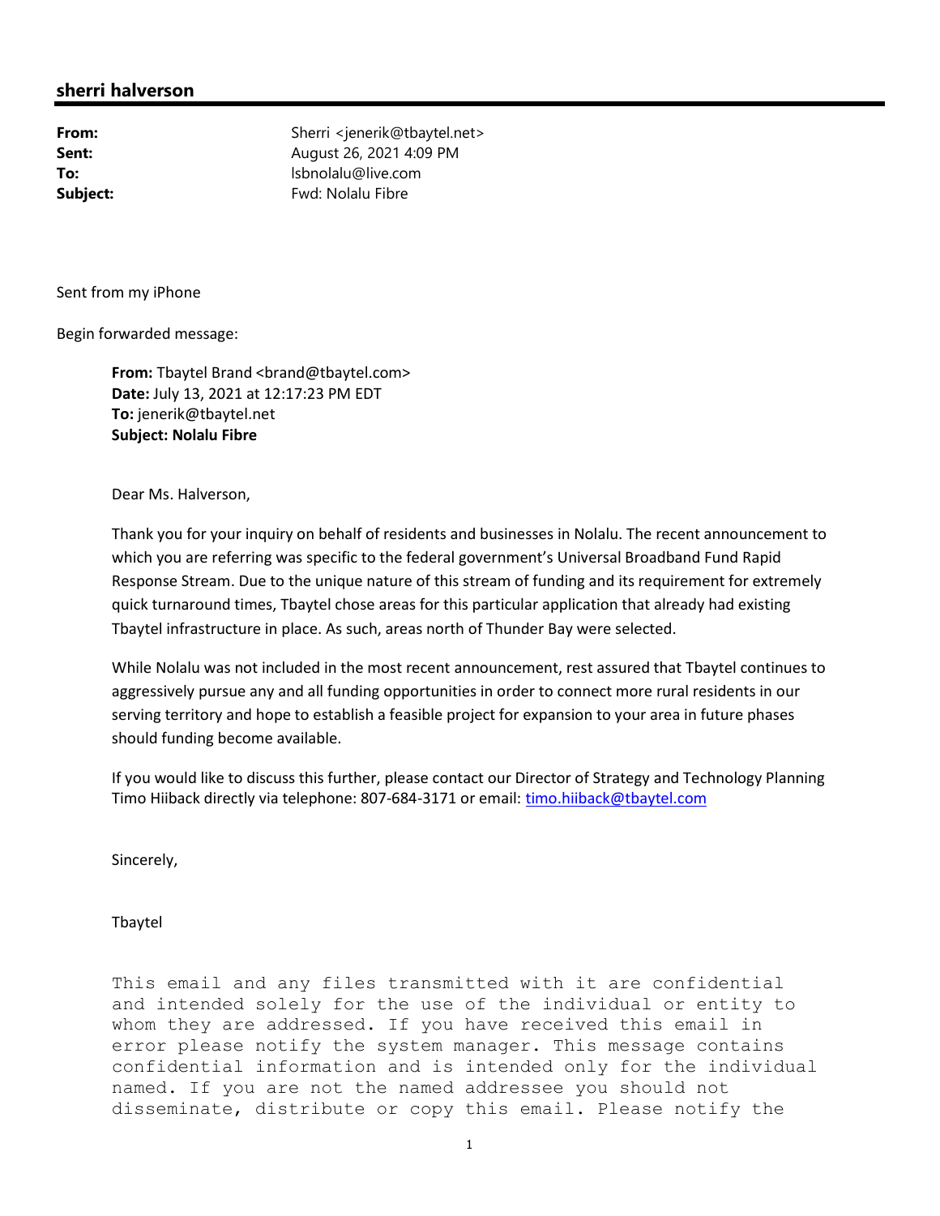## sherri halverson

**From:** Sherri <jenerik@tbaytel.net>
**Sent:** August 26, 2021 4:09 PM
**To:** lsbnolalu@live.com
**Subject:** Fwd: Nolalu Fibre

Sent from my iPhone

Begin forwarded message:

> **From:** Tbaytel Brand <brand@tbaytel.com>
> **Date:** July 13, 2021 at 12:17:23 PM EDT
> **To:** jenerik@tbaytel.net
> **Subject: Nolalu Fibre**
>
> Dear Ms. Halverson,
>
> Thank you for your inquiry on behalf of residents and businesses in Nolalu. The recent announcement to which you are referring was specific to the federal government's Universal Broadband Fund Rapid Response Stream. Due to the unique nature of this stream of funding and its requirement for extremely quick turnaround times, Tbaytel chose areas for this particular application that already had existing Tbaytel infrastructure in place. As such, areas north of Thunder Bay were selected.
>
> While Nolalu was not included in the most recent announcement, rest assured that Tbaytel continues to aggressively pursue any and all funding opportunities in order to connect more rural residents in our serving territory and hope to establish a feasible project for expansion to your area in future phases should funding become available.
>
> If you would like to discuss this further, please contact our Director of Strategy and Technology Planning Timo Hiiback directly via telephone: 807-684-3171 or email: timo.hiiback@tbaytel.com
>
> Sincerely,
>
> Tbaytel
>
> This email and any files transmitted with it are confidential and intended solely for the use of the individual or entity to whom they are addressed. If you have received this email in error please notify the system manager. This message contains confidential information and is intended only for the individual named. If you are not the named addressee you should not disseminate, distribute or copy this email. Please notify the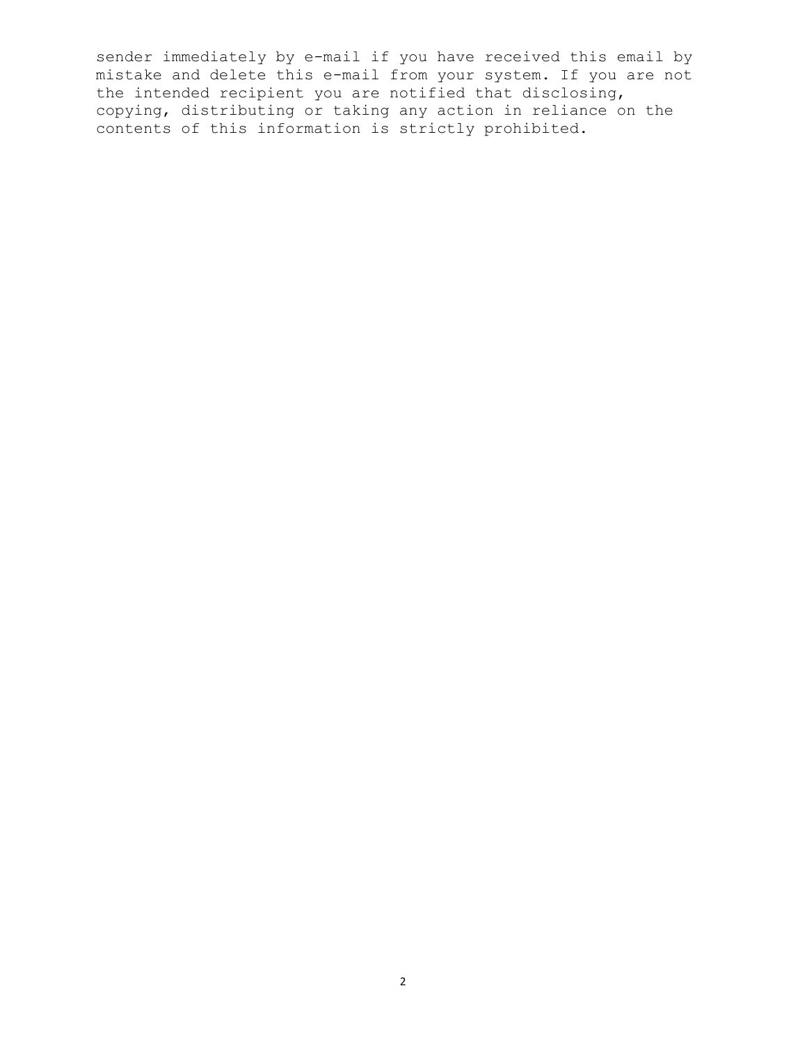sender immediately by e-mail if you have received this email by mistake and delete this e-mail from your system. If you are not the intended recipient you are notified that disclosing, copying, distributing or taking any action in reliance on the contents of this information is strictly prohibited.